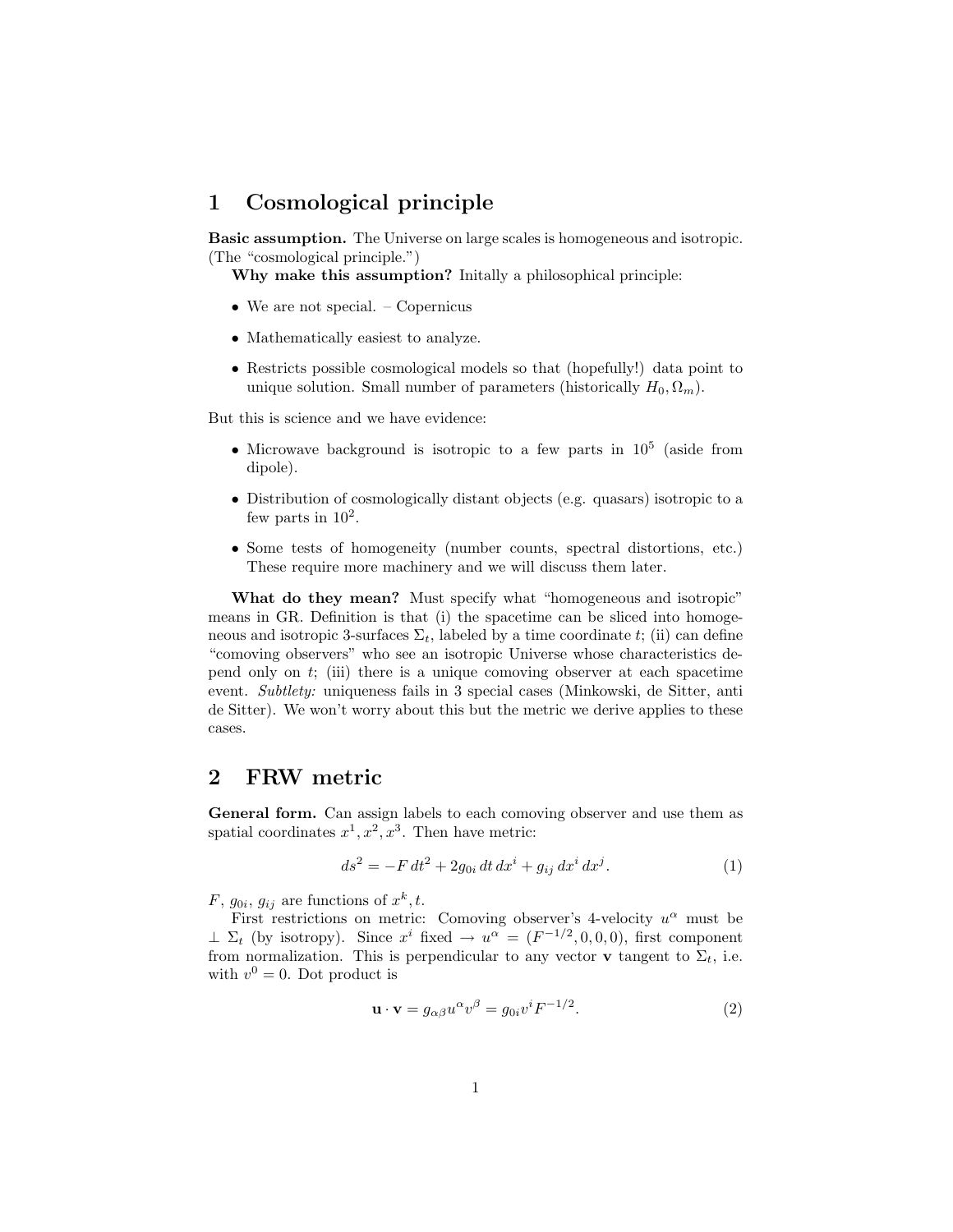# 1 Cosmological principle

**Basic assumption.** The Universe on large scales is homogeneous and isotropic. (The "cosmological principle.")

**Why make this assumption?** Initally a philosophical principle:

- We are not special. – Copernicus
- Mathematically easiest to analyze.
- Restricts possible cosmological models so that (hopefully!) data point to unique solution. Small number of parameters (historically $H_0, \Omega_m$).

But this is science and we have evidence:

- Microwave background is isotropic to a few parts in $10^5$ (aside from dipole).
- Distribution of cosmologically distant objects (e.g. quasars) isotropic to a few parts in $10^2$.
- Some tests of homogeneity (number counts, spectral distortions, etc.) These require more machinery and we will discuss them later.

**What do they mean?** Must specify what "homogeneous and isotropic" means in GR. Definition is that (i) the spacetime can be sliced into homogeneous and isotropic 3-surfaces $\Sigma_t$, labeled by a time coordinate $t$; (ii) can define "comoving observers" who see an isotropic Universe whose characteristics depend only on $t$; (iii) there is a unique comoving observer at each spacetime event. *Subtlety:* uniqueness fails in 3 special cases (Minkowski, de Sitter, anti de Sitter). We won't worry about this but the metric we derive applies to these cases.

# 2 FRW metric

**General form.** Can assign labels to each comoving observer and use them as spatial coordinates $x^1, x^2, x^3$. Then have metric:

$$ds^2 = -F\,dt^2 + 2g_{0i}\,dt\,dx^i + g_{ij}\,dx^i\,dx^j. \tag{1}$$

$F$, $g_{0i}$, $g_{ij}$ are functions of $x^k, t$.

First restrictions on metric: Comoving observer's 4-velocity $u^\alpha$ must be $\perp \Sigma_t$ (by isotropy). Since $x^i$ fixed $\rightarrow u^\alpha = (F^{-1/2}, 0, 0, 0)$, first component from normalization. This is perpendicular to any vector $\mathbf{v}$ tangent to $\Sigma_t$, i.e. with $v^0 = 0$. Dot product is

$$\mathbf{u} \cdot \mathbf{v} = g_{\alpha\beta} u^\alpha v^\beta = g_{0i} v^i F^{-1/2}. \tag{2}$$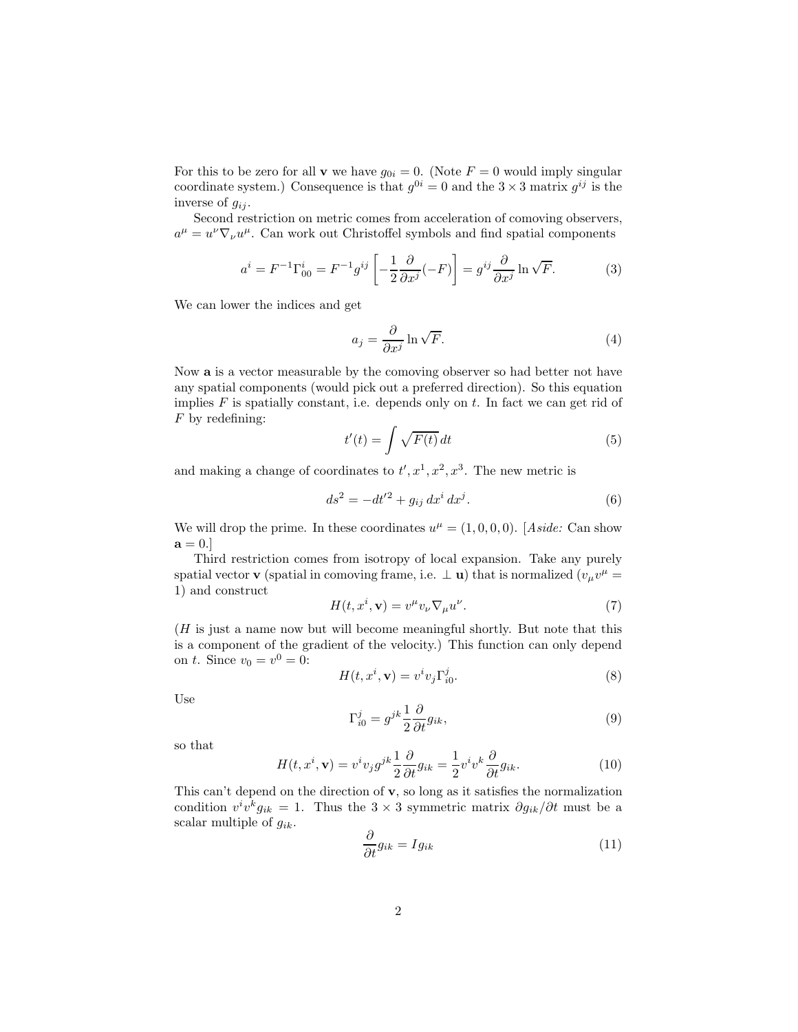For this to be zero for all $\mathbf{v}$ we have $g_{0i} = 0$. (Note $F = 0$ would imply singular coordinate system.) Consequence is that $g^{0i} = 0$ and the $3 \times 3$ matrix $g^{ij}$ is the inverse of $g_{ij}$.

Second restriction on metric comes from acceleration of comoving observers, $a^\mu = u^\nu \nabla_\nu u^\mu$. Can work out Christoffel symbols and find spatial components

$$a^i = F^{-1}\Gamma^i_{00} = F^{-1} g^{ij} \left[ -\frac{1}{2} \frac{\partial}{\partial x^j}(-F) \right] = g^{ij} \frac{\partial}{\partial x^j} \ln \sqrt{F}. \tag{3}$$

We can lower the indices and get

$$a_j = \frac{\partial}{\partial x^j} \ln \sqrt{F}. \tag{4}$$

Now $\mathbf{a}$ is a vector measurable by the comoving observer so had better not have any spatial components (would pick out a preferred direction). So this equation implies $F$ is spatially constant, i.e. depends only on $t$. In fact we can get rid of $F$ by redefining:

$$t'(t) = \int \sqrt{F(t)}\, dt \tag{5}$$

and making a change of coordinates to $t', x^1, x^2, x^3$. The new metric is

$$ds^2 = -dt'^2 + g_{ij}\, dx^i\, dx^j. \tag{6}$$

We will drop the prime. In these coordinates $u^\mu = (1, 0, 0, 0)$. [*Aside:* Can show $\mathbf{a} = 0$.]

Third restriction comes from isotropy of local expansion. Take any purely spatial vector $\mathbf{v}$ (spatial in comoving frame, i.e. $\perp \mathbf{u}$) that is normalized ($v_\mu v^\mu = 1$) and construct

$$H(t, x^i, \mathbf{v}) = v^\mu v_\nu \nabla_\mu u^\nu. \tag{7}$$

($H$ is just a name now but will become meaningful shortly. But note that this is a component of the gradient of the velocity.) This function can only depend on $t$. Since $v_0 = v^0 = 0$:

$$H(t, x^i, \mathbf{v}) = v^i v_j \Gamma^j_{i0}. \tag{8}$$

Use

$$\Gamma^j_{i0} = g^{jk} \frac{1}{2} \frac{\partial}{\partial t} g_{ik}, \tag{9}$$

so that

$$H(t, x^i, \mathbf{v}) = v^i v_j g^{jk} \frac{1}{2} \frac{\partial}{\partial t} g_{ik} = \frac{1}{2} v^i v^k \frac{\partial}{\partial t} g_{ik}. \tag{10}$$

This can't depend on the direction of $\mathbf{v}$, so long as it satisfies the normalization condition $v^i v^k g_{ik} = 1$. Thus the $3 \times 3$ symmetric matrix $\partial g_{ik}/\partial t$ must be a scalar multiple of $g_{ik}$.

$$\frac{\partial}{\partial t} g_{ik} = I g_{ik} \tag{11}$$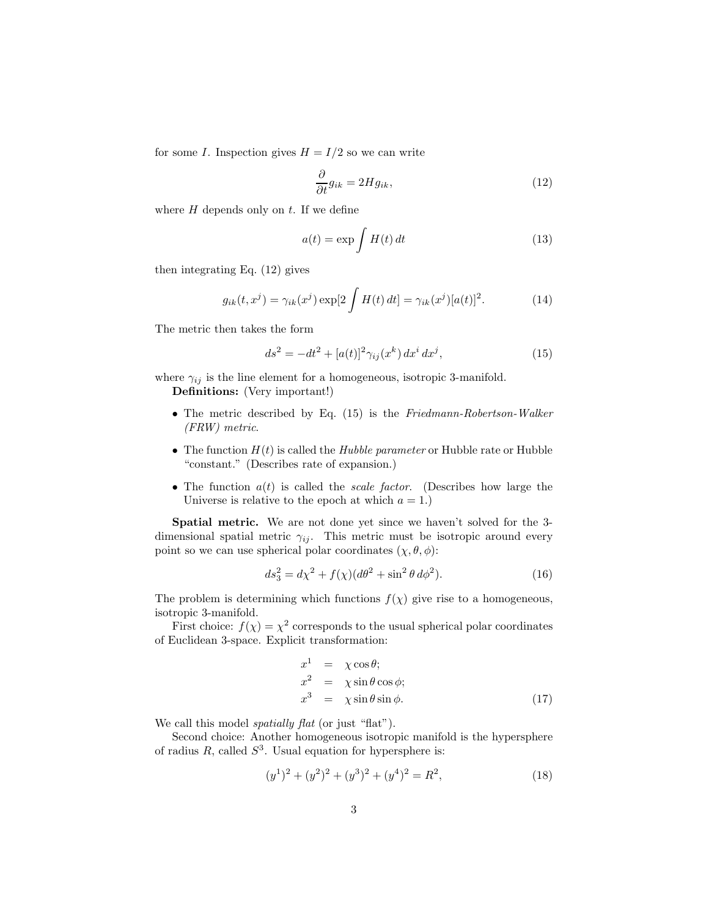for some $I$. Inspection gives $H = I/2$ so we can write

$$\frac{\partial}{\partial t} g_{ik} = 2H g_{ik}, \tag{12}$$

where $H$ depends only on $t$. If we define

$$a(t) = \exp \int H(t)\, dt \tag{13}$$

then integrating Eq. (12) gives

$$g_{ik}(t, x^j) = \gamma_{ik}(x^j) \exp[2 \int H(t)\, dt] = \gamma_{ik}(x^j)[a(t)]^2. \tag{14}$$

The metric then takes the form

$$ds^2 = -dt^2 + [a(t)]^2 \gamma_{ij}(x^k)\, dx^i\, dx^j, \tag{15}$$

where $\gamma_{ij}$ is the line element for a homogeneous, isotropic 3-manifold.

**Definitions:** (Very important!)

- The metric described by Eq. (15) is the *Friedmann-Robertson-Walker (FRW) metric*.
- The function $H(t)$ is called the *Hubble parameter* or Hubble rate or Hubble "constant." (Describes rate of expansion.)
- The function $a(t)$ is called the *scale factor*. (Describes how large the Universe is relative to the epoch at which $a = 1$.)

**Spatial metric.** We are not done yet since we haven't solved for the 3-dimensional spatial metric $\gamma_{ij}$. This metric must be isotropic around every point so we can use spherical polar coordinates $(\chi, \theta, \phi)$:

$$ds_3^2 = d\chi^2 + f(\chi)(d\theta^2 + \sin^2\theta\, d\phi^2). \tag{16}$$

The problem is determining which functions $f(\chi)$ give rise to a homogeneous, isotropic 3-manifold.

First choice: $f(\chi) = \chi^2$ corresponds to the usual spherical polar coordinates of Euclidean 3-space. Explicit transformation:

$$\begin{aligned} x^1 &= \chi \cos\theta; \\ x^2 &= \chi \sin\theta \cos\phi; \\ x^3 &= \chi \sin\theta \sin\phi. \end{aligned} \tag{17}$$

We call this model *spatially flat* (or just "flat").

Second choice: Another homogeneous isotropic manifold is the hypersphere of radius $R$, called $S^3$. Usual equation for hypersphere is:

$$(y^1)^2 + (y^2)^2 + (y^3)^2 + (y^4)^2 = R^2, \tag{18}$$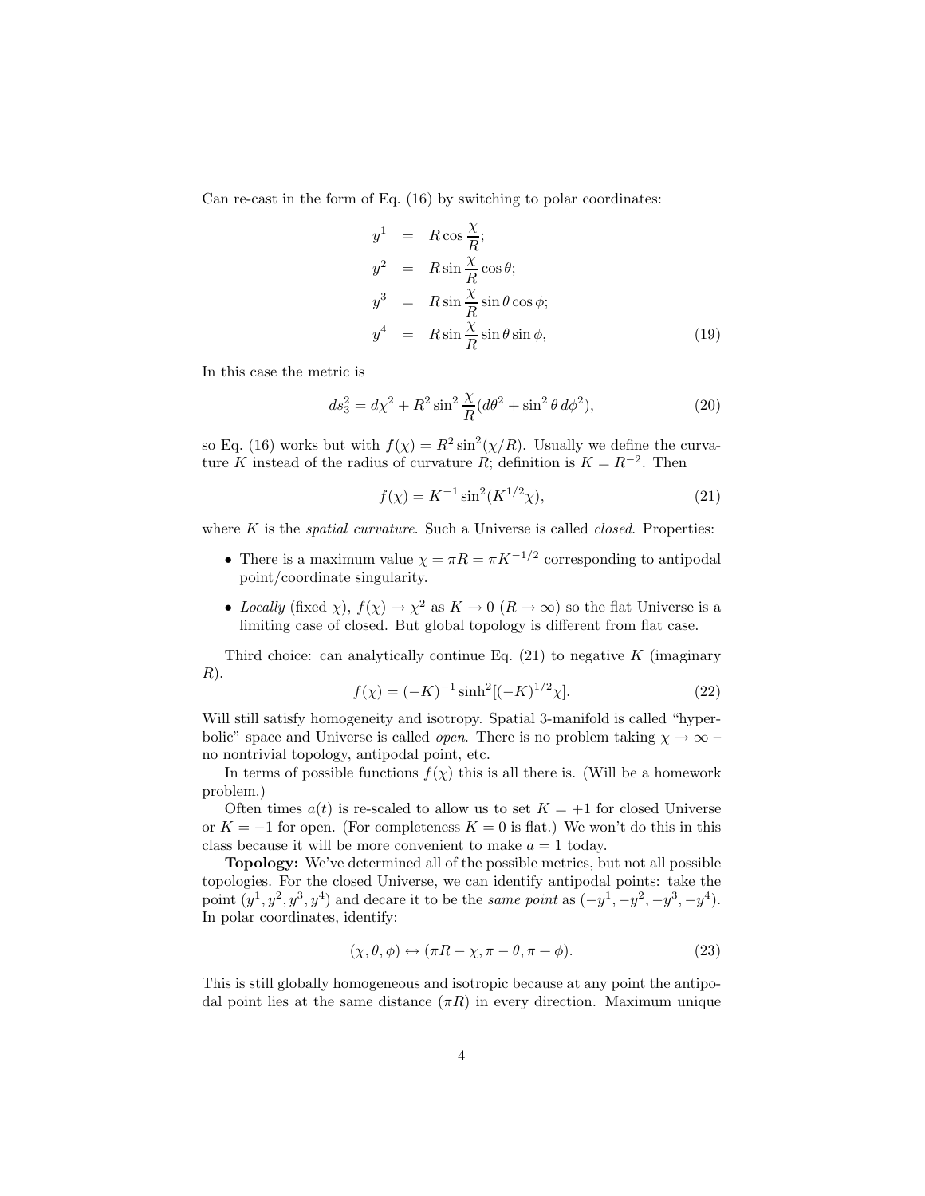Can re-cast in the form of Eq. (16) by switching to polar coordinates:

$$
\begin{aligned}
y^1 &= R\cos\frac{\chi}{R};\\
y^2 &= R\sin\frac{\chi}{R}\cos\theta;\\
y^3 &= R\sin\frac{\chi}{R}\sin\theta\cos\phi;\\
y^4 &= R\sin\frac{\chi}{R}\sin\theta\sin\phi,
\end{aligned}
\tag{19}
$$

In this case the metric is

$$
ds_3^2 = d\chi^2 + R^2\sin^2\frac{\chi}{R}(d\theta^2 + \sin^2\theta\, d\phi^2),
\tag{20}
$$

so Eq. (16) works but with $f(\chi) = R^2\sin^2(\chi/R)$. Usually we define the curvature $K$ instead of the radius of curvature $R$; definition is $K = R^{-2}$. Then

$$
f(\chi) = K^{-1}\sin^2(K^{1/2}\chi),
\tag{21}
$$

where $K$ is the *spatial curvature*. Such a Universe is called *closed*. Properties:

- There is a maximum value $\chi = \pi R = \pi K^{-1/2}$ corresponding to antipodal point/coordinate singularity.
- *Locally* (fixed $\chi$), $f(\chi) \to \chi^2$ as $K \to 0$ ($R \to \infty$) so the flat Universe is a limiting case of closed. But global topology is different from flat case.

Third choice: can analytically continue Eq. (21) to negative $K$ (imaginary $R$).

$$
f(\chi) = (-K)^{-1}\sinh^2[(-K)^{1/2}\chi].
\tag{22}
$$

Will still satisfy homogeneity and isotropy. Spatial 3-manifold is called "hyperbolic" space and Universe is called *open*. There is no problem taking $\chi \to \infty$ – no nontrivial topology, antipodal point, etc.

In terms of possible functions $f(\chi)$ this is all there is. (Will be a homework problem.)

Often times $a(t)$ is re-scaled to allow us to set $K = +1$ for closed Universe or $K = -1$ for open. (For completeness $K = 0$ is flat.) We won't do this in this class because it will be more convenient to make $a = 1$ today.

**Topology:** We've determined all of the possible metrics, but not all possible topologies. For the closed Universe, we can identify antipodal points: take the point $(y^1, y^2, y^3, y^4)$ and decare it to be the *same point* as $(-y^1, -y^2, -y^3, -y^4)$. In polar coordinates, identify:

$$
(\chi, \theta, \phi) \leftrightarrow (\pi R - \chi, \pi - \theta, \pi + \phi).
\tag{23}
$$

This is still globally homogeneous and isotropic because at any point the antipodal point lies at the same distance ($\pi R$) in every direction. Maximum unique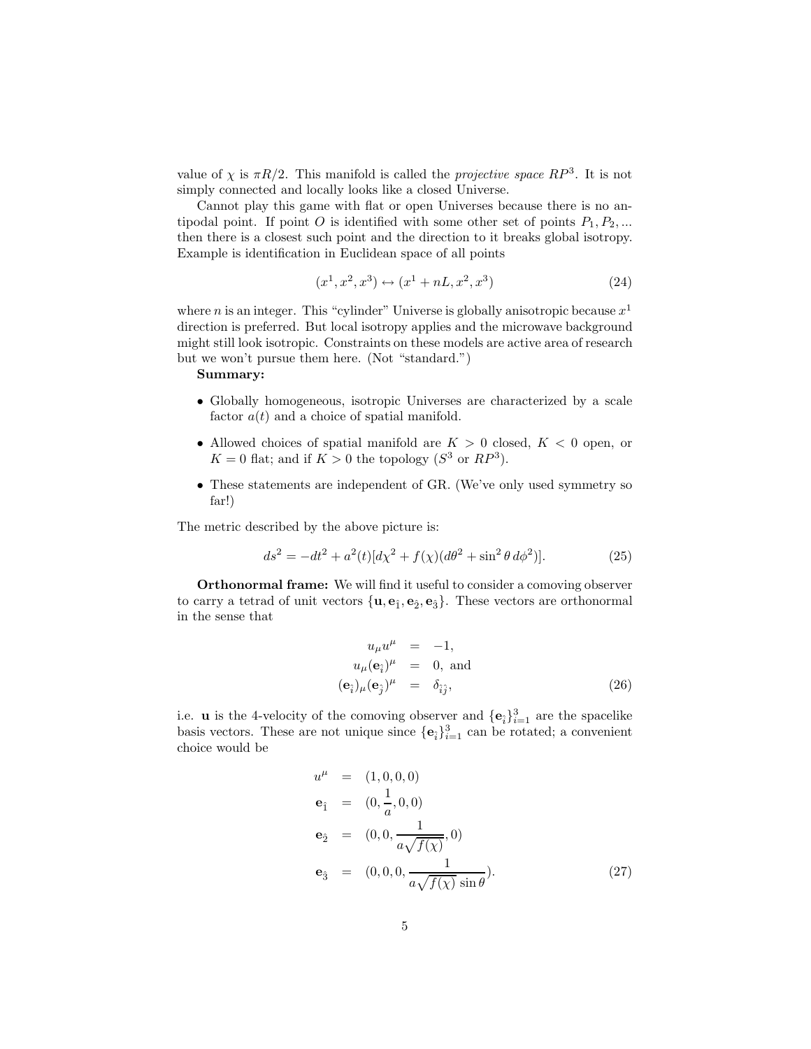value of $\chi$ is $\pi R/2$. This manifold is called the *projective space* $RP^3$. It is not simply connected and locally looks like a closed Universe.

Cannot play this game with flat or open Universes because there is no antipodal point. If point $O$ is identified with some other set of points $P_1, P_2, ...$ then there is a closest such point and the direction to it breaks global isotropy. Example is identification in Euclidean space of all points

$$(x^1, x^2, x^3) \leftrightarrow (x^1 + nL, x^2, x^3) \tag{24}$$

where $n$ is an integer. This "cylinder" Universe is globally anisotropic because $x^1$ direction is preferred. But local isotropy applies and the microwave background might still look isotropic. Constraints on these models are active area of research but we won't pursue them here. (Not "standard.")

**Summary:**

- Globally homogeneous, isotropic Universes are characterized by a scale factor $a(t)$ and a choice of spatial manifold.
- Allowed choices of spatial manifold are $K > 0$ closed, $K < 0$ open, or $K = 0$ flat; and if $K > 0$ the topology ($S^3$ or $RP^3$).
- These statements are independent of GR. (We've only used symmetry so far!)

The metric described by the above picture is:

$$ds^2 = -dt^2 + a^2(t)[d\chi^2 + f(\chi)(d\theta^2 + \sin^2\theta\, d\phi^2)]. \tag{25}$$

**Orthonormal frame:** We will find it useful to consider a comoving observer to carry a tetrad of unit vectors $\{\mathbf{u}, \mathbf{e}_{\hat{1}}, \mathbf{e}_{\hat{2}}, \mathbf{e}_{\hat{3}}\}$. These vectors are orthonormal in the sense that

$$\begin{aligned} u_\mu u^\mu &= -1, \\ u_\mu (\mathbf{e}_{\hat{i}})^\mu &= 0, \text{ and} \\ (\mathbf{e}_{\hat{i}})_\mu (\mathbf{e}_{\hat{j}})^\mu &= \delta_{\hat{i}\hat{j}}, \end{aligned} \tag{26}$$

i.e. $\mathbf{u}$ is the 4-velocity of the comoving observer and $\{\mathbf{e}_{\hat{i}}\}_{i=1}^3$ are the spacelike basis vectors. These are not unique since $\{\mathbf{e}_{\hat{i}}\}_{i=1}^3$ can be rotated; a convenient choice would be

$$\begin{aligned} u^\mu &= (1, 0, 0, 0) \\ \mathbf{e}_{\hat{1}} &= (0, \frac{1}{a}, 0, 0) \\ \mathbf{e}_{\hat{2}} &= (0, 0, \frac{1}{a\sqrt{f(\chi)}}, 0) \\ \mathbf{e}_{\hat{3}} &= (0, 0, 0, \frac{1}{a\sqrt{f(\chi)}\sin\theta}). \end{aligned} \tag{27}$$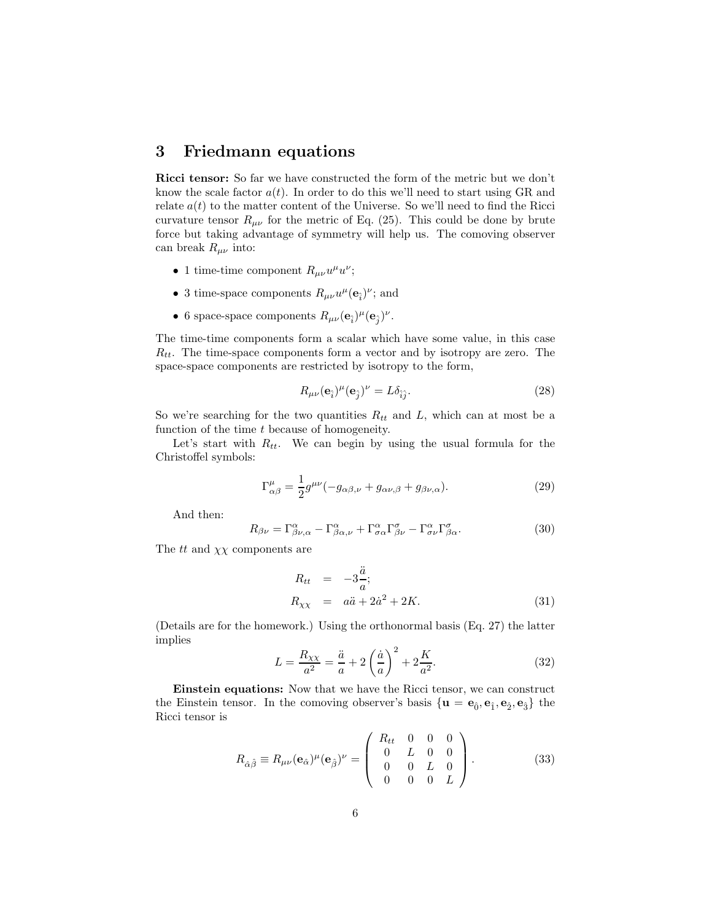## 3 Friedmann equations

**Ricci tensor:** So far we have constructed the form of the metric but we don't know the scale factor $a(t)$. In order to do this we'll need to start using GR and relate $a(t)$ to the matter content of the Universe. So we'll need to find the Ricci curvature tensor $R_{\mu\nu}$ for the metric of Eq. (25). This could be done by brute force but taking advantage of symmetry will help us. The comoving observer can break $R_{\mu\nu}$ into:

- 1 time-time component $R_{\mu\nu}u^\mu u^\nu$;
- 3 time-space components $R_{\mu\nu}u^\mu(\mathbf{e}_{\hat{i}})^\nu$; and
- 6 space-space components $R_{\mu\nu}(\mathbf{e}_{\hat{i}})^\mu(\mathbf{e}_{\hat{j}})^\nu$.

The time-time components form a scalar which have some value, in this case $R_{tt}$. The time-space components form a vector and by isotropy are zero. The space-space components are restricted by isotropy to the form,

$$R_{\mu\nu}(\mathbf{e}_{\hat{i}})^\mu(\mathbf{e}_{\hat{j}})^\nu = L\delta_{\hat{i}\hat{j}}. \tag{28}$$

So we're searching for the two quantities $R_{tt}$ and $L$, which can at most be a function of the time $t$ because of homogeneity.

Let's start with $R_{tt}$. We can begin by using the usual formula for the Christoffel symbols:

$$\Gamma^\mu_{\alpha\beta} = \frac{1}{2}g^{\mu\nu}(-g_{\alpha\beta,\nu} + g_{\alpha\nu,\beta} + g_{\beta\nu,\alpha}). \tag{29}$$

And then:

$$R_{\beta\nu} = \Gamma^\alpha_{\beta\nu,\alpha} - \Gamma^\alpha_{\beta\alpha,\nu} + \Gamma^\alpha_{\sigma\alpha}\Gamma^\sigma_{\beta\nu} - \Gamma^\alpha_{\sigma\nu}\Gamma^\sigma_{\beta\alpha}. \tag{30}$$

The $tt$ and $\chi\chi$ components are

$$\begin{aligned} R_{tt} &= -3\frac{\ddot{a}}{a}; \\ R_{\chi\chi} &= a\ddot{a} + 2\dot{a}^2 + 2K. \end{aligned} \tag{31}$$

(Details are for the homework.) Using the orthonormal basis (Eq. 27) the latter implies

$$L = \frac{R_{\chi\chi}}{a^2} = \frac{\ddot{a}}{a} + 2\left(\frac{\dot{a}}{a}\right)^2 + 2\frac{K}{a^2}. \tag{32}$$

**Einstein equations:** Now that we have the Ricci tensor, we can construct the Einstein tensor. In the comoving observer's basis $\{\mathbf{u} = \mathbf{e}_{\hat{0}}, \mathbf{e}_{\hat{1}}, \mathbf{e}_{\hat{2}}, \mathbf{e}_{\hat{3}}\}$ the Ricci tensor is

$$R_{\hat{\alpha}\hat{\beta}} \equiv R_{\mu\nu}(\mathbf{e}_{\hat{\alpha}})^\mu(\mathbf{e}_{\hat{\beta}})^\nu = \begin{pmatrix} R_{tt} & 0 & 0 & 0 \\ 0 & L & 0 & 0 \\ 0 & 0 & L & 0 \\ 0 & 0 & 0 & L \end{pmatrix}. \tag{33}$$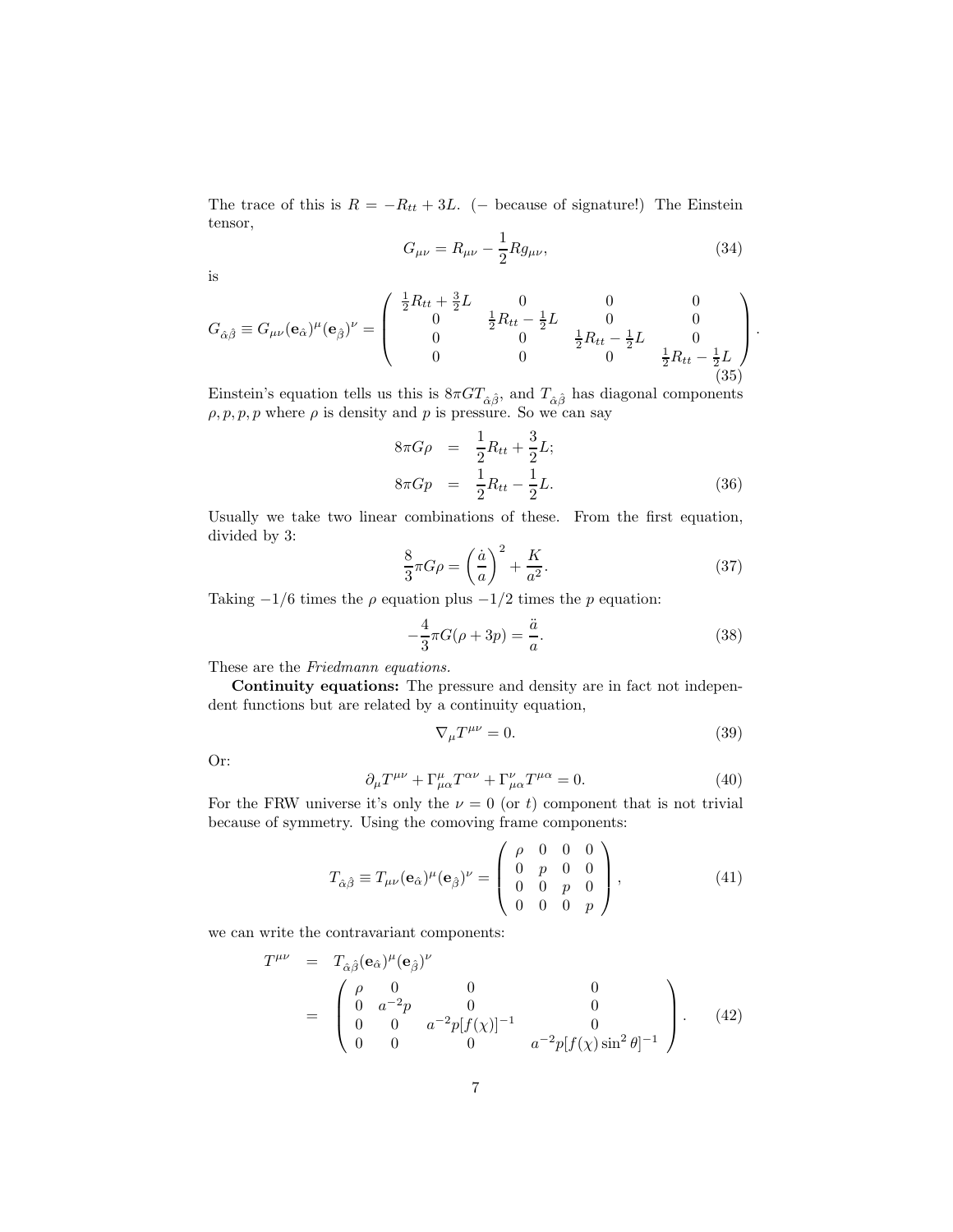The trace of this is $R = -R_{tt} + 3L$. ($-$ because of signature!) The Einstein tensor,

$$G_{\mu\nu} = R_{\mu\nu} - \frac{1}{2} R g_{\mu\nu}, \tag{34}$$

is

$$G_{\hat{\alpha}\hat{\beta}} \equiv G_{\mu\nu}(\mathbf{e}_{\hat{\alpha}})^\mu (\mathbf{e}_{\hat{\beta}})^\nu = \begin{pmatrix} \frac{1}{2}R_{tt} + \frac{3}{2}L & 0 & 0 & 0 \\ 0 & \frac{1}{2}R_{tt} - \frac{1}{2}L & 0 & 0 \\ 0 & 0 & \frac{1}{2}R_{tt} - \frac{1}{2}L & 0 \\ 0 & 0 & 0 & \frac{1}{2}R_{tt} - \frac{1}{2}L \end{pmatrix}. \tag{35}$$

Einstein's equation tells us this is $8\pi G T_{\hat{\alpha}\hat{\beta}}$, and $T_{\hat{\alpha}\hat{\beta}}$ has diagonal components $\rho, p, p, p$ where $\rho$ is density and $p$ is pressure. So we can say

$$\begin{aligned} 8\pi G\rho &= \frac{1}{2}R_{tt} + \frac{3}{2}L; \\ 8\pi G p &= \frac{1}{2}R_{tt} - \frac{1}{2}L. \end{aligned} \tag{36}$$

Usually we take two linear combinations of these. From the first equation, divided by 3:

$$\frac{8}{3}\pi G\rho = \left(\frac{\dot{a}}{a}\right)^2 + \frac{K}{a^2}. \tag{37}$$

Taking $-1/6$ times the $\rho$ equation plus $-1/2$ times the $p$ equation:

$$-\frac{4}{3}\pi G(\rho + 3p) = \frac{\ddot{a}}{a}. \tag{38}$$

These are the *Friedmann equations*.

**Continuity equations:** The pressure and density are in fact not independent functions but are related by a continuity equation,

$$\nabla_\mu T^{\mu\nu} = 0. \tag{39}$$

Or:

$$\partial_\mu T^{\mu\nu} + \Gamma^\mu_{\mu\alpha} T^{\alpha\nu} + \Gamma^\nu_{\mu\alpha} T^{\mu\alpha} = 0. \tag{40}$$

For the FRW universe it's only the $\nu = 0$ (or $t$) component that is not trivial because of symmetry. Using the comoving frame components:

$$T_{\hat{\alpha}\hat{\beta}} \equiv T_{\mu\nu}(\mathbf{e}_{\hat{\alpha}})^\mu (\mathbf{e}_{\hat{\beta}})^\nu = \begin{pmatrix} \rho & 0 & 0 & 0 \\ 0 & p & 0 & 0 \\ 0 & 0 & p & 0 \\ 0 & 0 & 0 & p \end{pmatrix}, \tag{41}$$

we can write the contravariant components:

$$\begin{aligned} T^{\mu\nu} &= T_{\hat{\alpha}\hat{\beta}}(\mathbf{e}_{\hat{\alpha}})^\mu (\mathbf{e}_{\hat{\beta}})^\nu \\ &= \begin{pmatrix} \rho & 0 & 0 & 0 \\ 0 & a^{-2}p & 0 & 0 \\ 0 & 0 & a^{-2}p[f(\chi)]^{-1} & 0 \\ 0 & 0 & 0 & a^{-2}p[f(\chi)\sin^2\theta]^{-1} \end{pmatrix}. \end{aligned} \tag{42}$$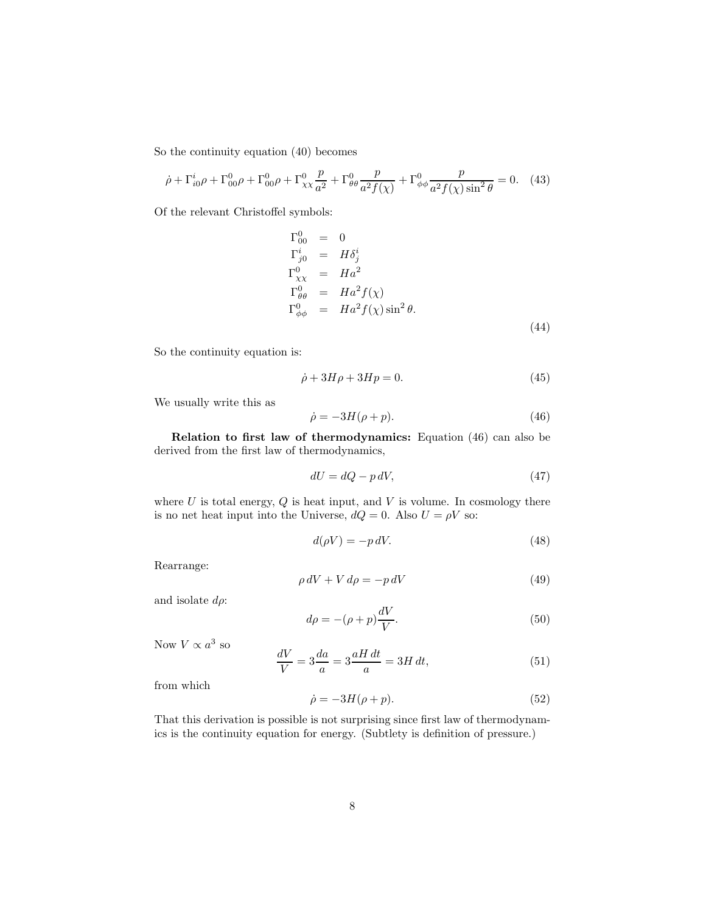So the continuity equation (40) becomes

$$\dot{\rho} + \Gamma^i_{i0}\rho + \Gamma^0_{00}\rho + \Gamma^0_{00}\rho + \Gamma^0_{\chi\chi}\frac{p}{a^2} + \Gamma^0_{\theta\theta}\frac{p}{a^2 f(\chi)} + \Gamma^0_{\phi\phi}\frac{p}{a^2 f(\chi)\sin^2\theta} = 0. \quad (43)$$

Of the relevant Christoffel symbols:

$$\begin{aligned}
\Gamma^0_{00} &= 0 \\
\Gamma^i_{j0} &= H\delta^i_j \\
\Gamma^0_{\chi\chi} &= Ha^2 \\
\Gamma^0_{\theta\theta} &= Ha^2 f(\chi) \\
\Gamma^0_{\phi\phi} &= Ha^2 f(\chi)\sin^2\theta.
\end{aligned} \quad (44)$$

So the continuity equation is:

$$\dot{\rho} + 3H\rho + 3Hp = 0. \quad (45)$$

We usually write this as

$$\dot{\rho} = -3H(\rho + p). \quad (46)$$

**Relation to first law of thermodynamics:** Equation (46) can also be derived from the first law of thermodynamics,

$$dU = dQ - p\,dV, \quad (47)$$

where $U$ is total energy, $Q$ is heat input, and $V$ is volume. In cosmology there is no net heat input into the Universe, $dQ = 0$. Also $U = \rho V$ so:

$$d(\rho V) = -p\,dV. \quad (48)$$

Rearrange:

$$\rho\,dV + V\,d\rho = -p\,dV \quad (49)$$

and isolate $d\rho$:

$$d\rho = -(\rho + p)\frac{dV}{V}. \quad (50)$$

Now $V \propto a^3$ so

$$\frac{dV}{V} = 3\frac{da}{a} = 3\frac{aH\,dt}{a} = 3H\,dt, \quad (51)$$

from which

$$\dot{\rho} = -3H(\rho + p). \quad (52)$$

That this derivation is possible is not surprising since first law of thermodynamics is the continuity equation for energy. (Subtlety is definition of pressure.)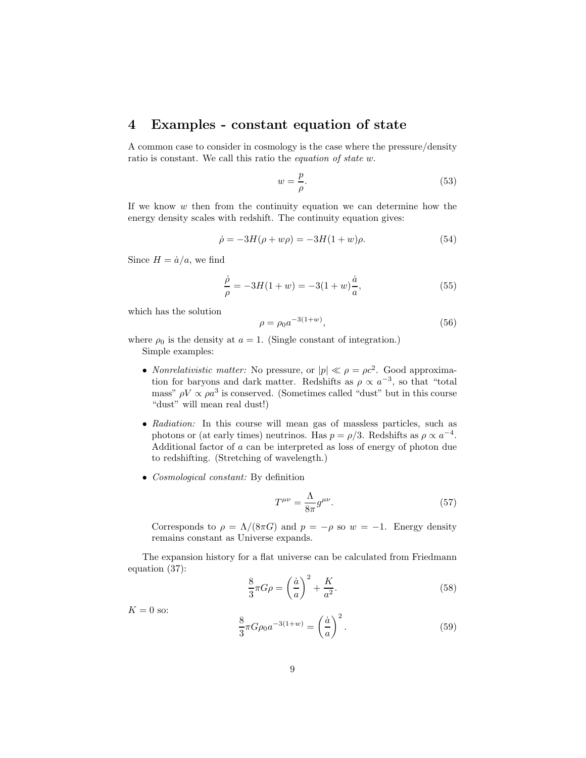## 4 Examples - constant equation of state

A common case to consider in cosmology is the case where the pressure/density ratio is constant. We call this ratio the *equation of state* $w$.

$$w = \frac{p}{\rho}. \tag{53}$$

If we know $w$ then from the continuity equation we can determine how the energy density scales with redshift. The continuity equation gives:

$$\dot{\rho} = -3H(\rho + w\rho) = -3H(1+w)\rho. \tag{54}$$

Since $H = \dot{a}/a$, we find

$$\frac{\dot{\rho}}{\rho} = -3H(1+w) = -3(1+w)\frac{\dot{a}}{a}, \tag{55}$$

which has the solution

$$\rho = \rho_0 a^{-3(1+w)}, \tag{56}$$

where $\rho_0$ is the density at $a = 1$. (Single constant of integration.)

Simple examples:

- *Nonrelativistic matter:* No pressure, or $|p| \ll \rho = \rho c^2$. Good approximation for baryons and dark matter. Redshifts as $\rho \propto a^{-3}$, so that "total mass" $\rho V \propto \rho a^3$ is conserved. (Sometimes called "dust" but in this course "dust" will mean real dust!)

- *Radiation:* In this course will mean gas of massless particles, such as photons or (at early times) neutrinos. Has $p = \rho/3$. Redshifts as $\rho \propto a^{-4}$. Additional factor of $a$ can be interpreted as loss of energy of photon due to redshifting. (Stretching of wavelength.)

- *Cosmological constant:* By definition

$$T^{\mu\nu} = \frac{\Lambda}{8\pi} g^{\mu\nu}. \tag{57}$$

  Corresponds to $\rho = \Lambda/(8\pi G)$ and $p = -\rho$ so $w = -1$. Energy density remains constant as Universe expands.

The expansion history for a flat universe can be calculated from Friedmann equation (37):

$$\frac{8}{3}\pi G\rho = \left(\frac{\dot{a}}{a}\right)^2 + \frac{K}{a^2}. \tag{58}$$

$K = 0$ so:

$$\frac{8}{3}\pi G\rho_0 a^{-3(1+w)} = \left(\frac{\dot{a}}{a}\right)^2. \tag{59}$$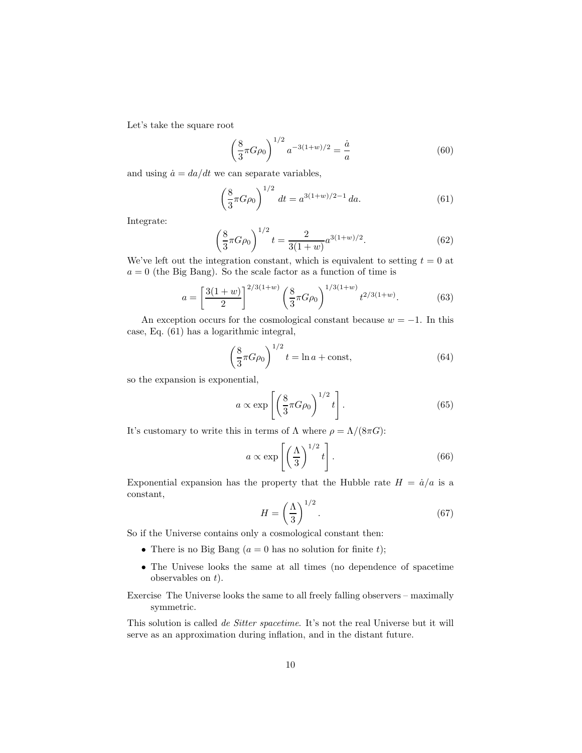Let's take the square root

$$\left(\frac{8}{3}\pi G\rho_0\right)^{1/2} a^{-3(1+w)/2} = \frac{\dot{a}}{a} \tag{60}$$

and using $\dot{a} = da/dt$ we can separate variables,

$$\left(\frac{8}{3}\pi G\rho_0\right)^{1/2} dt = a^{3(1+w)/2-1}\, da. \tag{61}$$

Integrate:

$$\left(\frac{8}{3}\pi G\rho_0\right)^{1/2} t = \frac{2}{3(1+w)} a^{3(1+w)/2}. \tag{62}$$

We've left out the integration constant, which is equivalent to setting $t = 0$ at $a = 0$ (the Big Bang). So the scale factor as a function of time is

$$a = \left[\frac{3(1+w)}{2}\right]^{2/3(1+w)} \left(\frac{8}{3}\pi G\rho_0\right)^{1/3(1+w)} t^{2/3(1+w)}. \tag{63}$$

An exception occurs for the cosmological constant because $w = -1$. In this case, Eq. (61) has a logarithmic integral,

$$\left(\frac{8}{3}\pi G\rho_0\right)^{1/2} t = \ln a + \text{const}, \tag{64}$$

so the expansion is exponential,

$$a \propto \exp\left[\left(\frac{8}{3}\pi G\rho_0\right)^{1/2} t\right]. \tag{65}$$

It's customary to write this in terms of $\Lambda$ where $\rho = \Lambda/(8\pi G)$:

$$a \propto \exp\left[\left(\frac{\Lambda}{3}\right)^{1/2} t\right]. \tag{66}$$

Exponential expansion has the property that the Hubble rate $H = \dot{a}/a$ is a constant,

$$H = \left(\frac{\Lambda}{3}\right)^{1/2}. \tag{67}$$

So if the Universe contains only a cosmological constant then:

- There is no Big Bang ($a = 0$ has no solution for finite $t$);
- The Univese looks the same at all times (no dependence of spacetime observables on $t$).

Exercise The Universe looks the same to all freely falling observers – maximally symmetric.

This solution is called *de Sitter spacetime*. It's not the real Universe but it will serve as an approximation during inflation, and in the distant future.